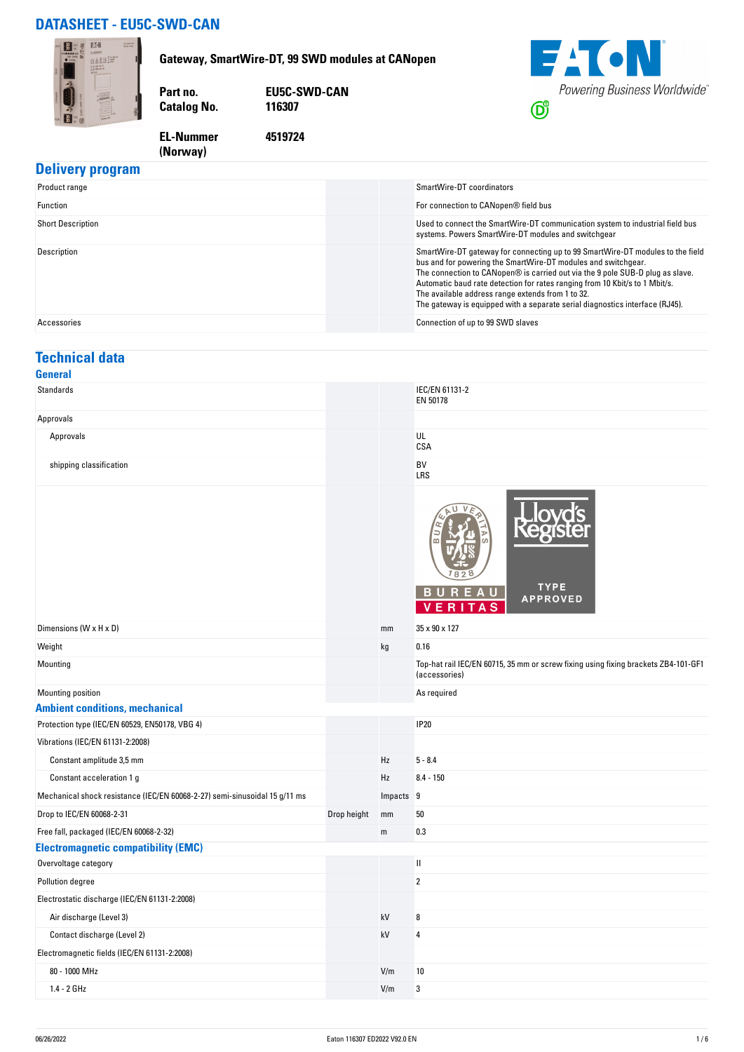# DATASHEET - EU5C-SWD-CAN

**Gateway, SmartWire-DT, 99 SWD modules at CANopen**

| | |
|---|---|
| **Part no.** | **EU5C-SWD-CAN** |
| **Catalog No.** | **116307** |
| **EL-Nummer (Norway)** | **4519724** |

## Delivery program

| | | | |
|---|---|---|---|
| Product range | | | SmartWire-DT coordinators |
| Function | | | For connection to CANopen® field bus |
| Short Description | | | Used to connect the SmartWire-DT communication system to industrial field bus systems. Powers SmartWire-DT modules and switchgear |
| Description | | | SmartWire-DT gateway for connecting up to 99 SmartWire-DT modules to the field bus and for powering the SmartWire-DT modules and switchgear.<br>The connection to CANopen® is carried out via the 9 pole SUB-D plug as slave.<br>Automatic baud rate detection for rates ranging from 10 Kbit/s to 1 Mbit/s.<br>The available address range extends from 1 to 32.<br>The gateway is equipped with a separate serial diagnostics interface (RJ45). |
| Accessories | | | Connection of up to 99 SWD slaves |

## Technical data

### General

| | | | |
|---|---|---|---|
| Standards | | | IEC/EN 61131-2<br>EN 50178 |
| Approvals | | | |
| Approvals | | | UL<br>CSA |
| shipping classification | | | BV<br>LRS |
| Dimensions (W x H x D) | | mm | 35 x 90 x 127 |
| Weight | | kg | 0.16 |
| Mounting | | | Top-hat rail IEC/EN 60715, 35 mm or screw fixing using fixing brackets ZB4-101-GF1 (accessories) |
| Mounting position | | | As required |

### Ambient conditions, mechanical

| | | | |
|---|---|---|---|
| Protection type (IEC/EN 60529, EN50178, VBG 4) | | | IP20 |
| Vibrations (IEC/EN 61131-2:2008) | | | |
| Constant amplitude 3,5 mm | | Hz | 5 - 8.4 |
| Constant acceleration 1 g | | Hz | 8.4 - 150 |
| Mechanical shock resistance (IEC/EN 60068-2-27) semi-sinusoidal 15 g/11 ms | | Impacts | 9 |
| Drop to IEC/EN 60068-2-31 | Drop height | mm | 50 |
| Free fall, packaged (IEC/EN 60068-2-32) | | m | 0.3 |

### Electromagnetic compatibility (EMC)

| | | | |
|---|---|---|---|
| Overvoltage category | | | II |
| Pollution degree | | | 2 |
| Electrostatic discharge (IEC/EN 61131-2:2008) | | | |
| Air discharge (Level 3) | | kV | 8 |
| Contact discharge (Level 2) | | kV | 4 |
| Electromagnetic fields (IEC/EN 61131-2:2008) | | | |
| 80 - 1000 MHz | | V/m | 10 |
| 1.4 - 2 GHz | | V/m | 3 |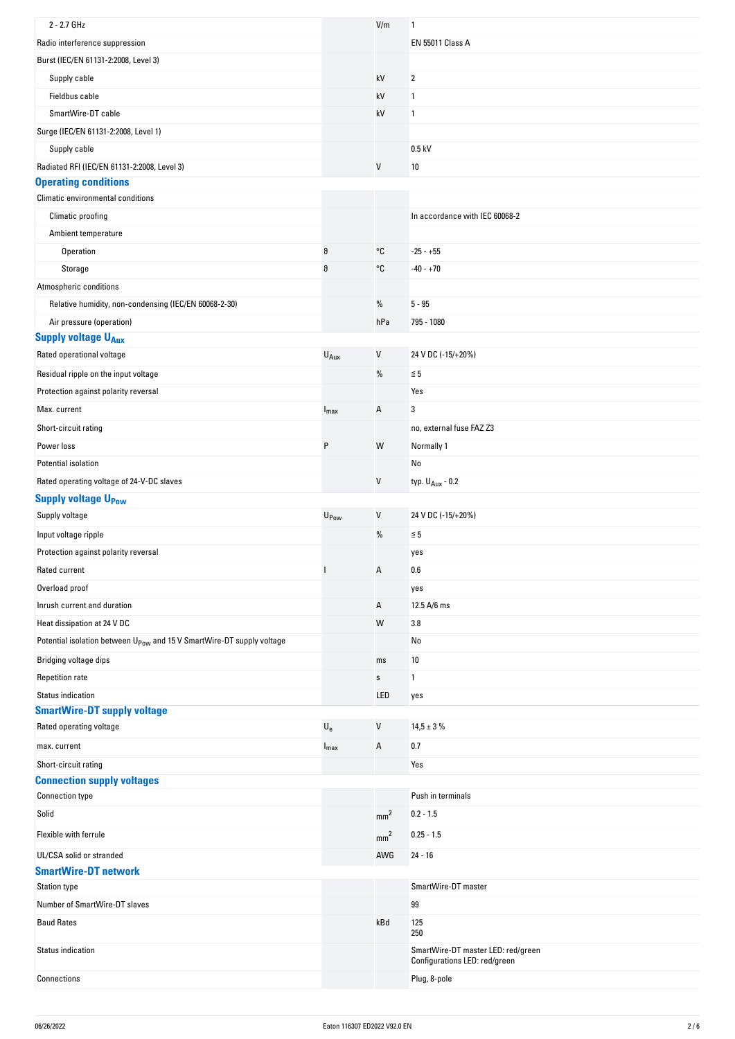| | | | |
|---|---|---|---|
| 2 - 2.7 GHz | | V/m | 1 |
| Radio interference suppression | | | EN 55011 Class A |
| Burst (IEC/EN 61131-2:2008, Level 3) | | | |
| Supply cable | | kV | 2 |
| Fieldbus cable | | kV | 1 |
| SmartWire-DT cable | | kV | 1 |
| Surge (IEC/EN 61131-2:2008, Level 1) | | | |
| Supply cable | | | 0.5 kV |
| Radiated RFI (IEC/EN 61131-2:2008, Level 3) | | V | 10 |

## Operating conditions

| | | | |
|---|---|---|---|
| Climatic environmental conditions | | | |
| Climatic proofing | | | In accordance with IEC 60068-2 |
| Ambient temperature | | | |
| Operation | ϑ | °C | -25 - +55 |
| Storage | ϑ | °C | -40 - +70 |
| Atmospheric conditions | | | |
| Relative humidity, non-condensing (IEC/EN 60068-2-30) | | % | 5 - 95 |
| Air pressure (operation) | | hPa | 795 - 1080 |

## Supply voltage $U_{Aux}$

| | | | |
|---|---|---|---|
| Rated operational voltage | $U_{Aux}$ | V | 24 V DC (-15/+20%) |
| Residual ripple on the input voltage | | % | ≦ 5 |
| Protection against polarity reversal | | | Yes |
| Max. current | $I_{max}$ | A | 3 |
| Short-circuit rating | | | no, external fuse FAZ Z3 |
| Power loss | P | W | Normally 1 |
| Potential isolation | | | No |
| Rated operating voltage of 24-V-DC slaves | | V | typ. $U_{Aux}$ - 0.2 |

## Supply voltage $U_{Pow}$

| | | | |
|---|---|---|---|
| Supply voltage | $U_{Pow}$ | V | 24 V DC (-15/+20%) |
| Input voltage ripple | | % | ≦ 5 |
| Protection against polarity reversal | | | yes |
| Rated current | I | A | 0.6 |
| Overload proof | | | yes |
| Inrush current and duration | | A | 12.5 A/6 ms |
| Heat dissipation at 24 V DC | | W | 3.8 |
| Potential isolation between $U_{Pow}$ and 15 V SmartWire-DT supply voltage | | | No |
| Bridging voltage dips | | ms | 10 |
| Repetition rate | | s | 1 |
| Status indication | | LED | yes |

## SmartWire-DT supply voltage

| | | | |
|---|---|---|---|
| Rated operating voltage | $U_e$ | V | 14,5 ± 3 % |
| max. current | $I_{max}$ | A | 0.7 |
| Short-circuit rating | | | Yes |

## Connection supply voltages

| | | | |
|---|---|---|---|
| Connection type | | | Push in terminals |
| Solid | | $mm^2$ | 0.2 - 1.5 |
| Flexible with ferrule | | $mm^2$ | 0.25 - 1.5 |
| UL/CSA solid or stranded | | AWG | 24 - 16 |

## SmartWire-DT network

| | | | |
|---|---|---|---|
| Station type | | | SmartWire-DT master |
| Number of SmartWire-DT slaves | | | 99 |
| Baud Rates | | kBd | 125<br>250 |
| Status indication | | | SmartWire-DT master LED: red/green<br>Configurations LED: red/green |
| Connections | | | Plug, 8-pole |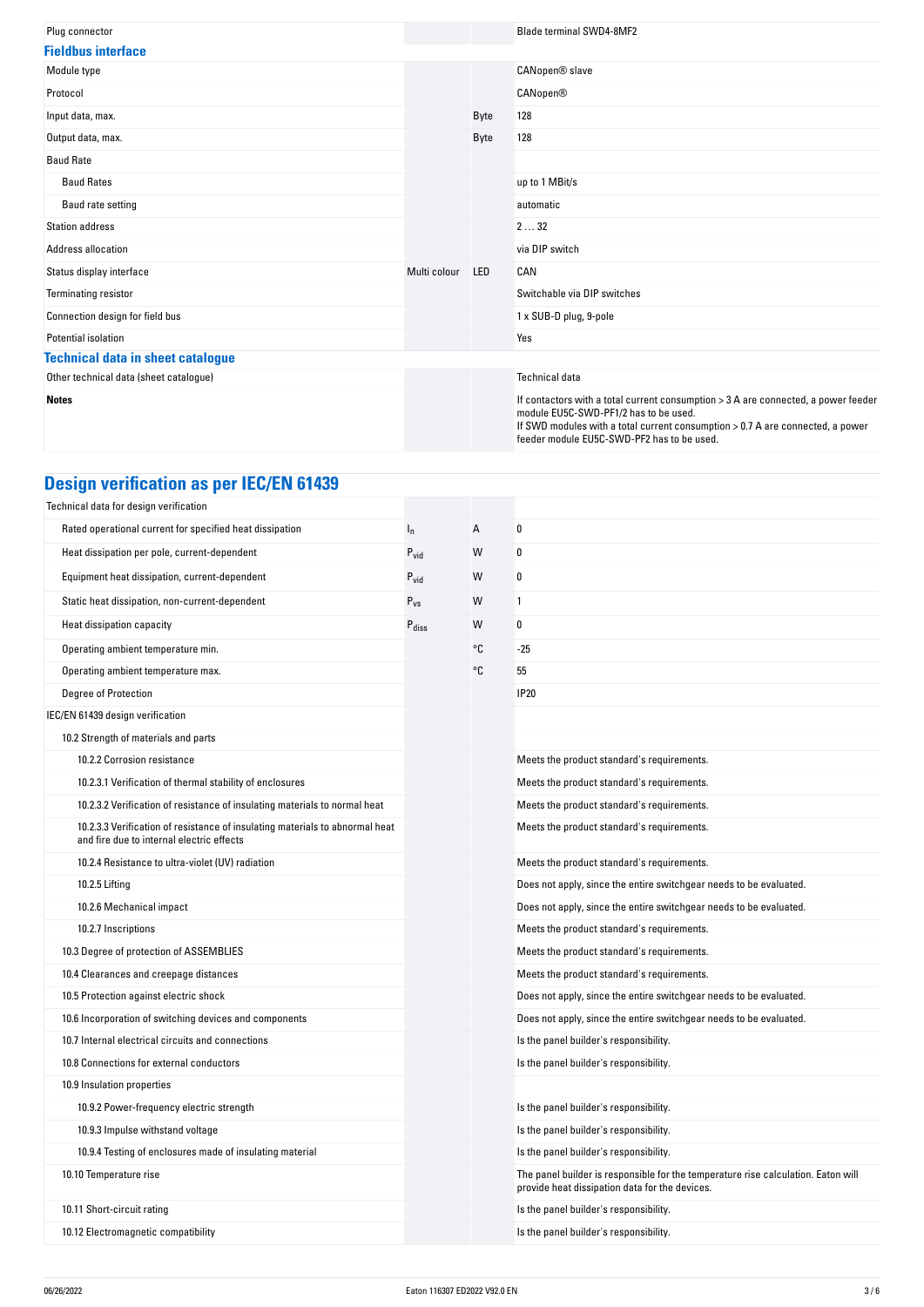| | | | |
|---|---|---|---|
| Plug connector | | | Blade terminal SWD4-8MF2 |

### Fieldbus interface

| | | | |
|---|---|---|---|
| Module type | | | CANopen® slave |
| Protocol | | | CANopen® |
| Input data, max. | | Byte | 128 |
| Output data, max. | | Byte | 128 |
| Baud Rate | | | |
| Baud Rates | | | up to 1 MBit/s |
| Baud rate setting | | | automatic |
| Station address | | | 2 … 32 |
| Address allocation | | | via DIP switch |
| Status display interface | Multi colour | LED | CAN |
| Terminating resistor | | | Switchable via DIP switches |
| Connection design for field bus | | | 1 x SUB-D plug, 9-pole |
| Potential isolation | | | Yes |

### Technical data in sheet catalogue

| | | | |
|---|---|---|---|
| Other technical data (sheet catalogue) | | | Technical data |
| **Notes** | | | If contactors with a total current consumption > 3 A are connected, a power feeder module EU5C-SWD-PF1/2 has to be used.<br>If SWD modules with a total current consumption > 0.7 A are connected, a power feeder module EU5C-SWD-PF2 has to be used. |

## Design verification as per IEC/EN 61439

| | | | |
|---|---|---|---|
| Technical data for design verification | | | |
| Rated operational current for specified heat dissipation | $I_n$ | A | 0 |
| Heat dissipation per pole, current-dependent | $P_{vid}$ | W | 0 |
| Equipment heat dissipation, current-dependent | $P_{vid}$ | W | 0 |
| Static heat dissipation, non-current-dependent | $P_{vs}$ | W | 1 |
| Heat dissipation capacity | $P_{diss}$ | W | 0 |
| Operating ambient temperature min. | | °C | -25 |
| Operating ambient temperature max. | | °C | 55 |
| Degree of Protection | | | IP20 |
| IEC/EN 61439 design verification | | | |
| 10.2 Strength of materials and parts | | | |
| 10.2.2 Corrosion resistance | | | Meets the product standard's requirements. |
| 10.2.3.1 Verification of thermal stability of enclosures | | | Meets the product standard's requirements. |
| 10.2.3.2 Verification of resistance of insulating materials to normal heat | | | Meets the product standard's requirements. |
| 10.2.3.3 Verification of resistance of insulating materials to abnormal heat and fire due to internal electric effects | | | Meets the product standard's requirements. |
| 10.2.4 Resistance to ultra-violet (UV) radiation | | | Meets the product standard's requirements. |
| 10.2.5 Lifting | | | Does not apply, since the entire switchgear needs to be evaluated. |
| 10.2.6 Mechanical impact | | | Does not apply, since the entire switchgear needs to be evaluated. |
| 10.2.7 Inscriptions | | | Meets the product standard's requirements. |
| 10.3 Degree of protection of ASSEMBLIES | | | Meets the product standard's requirements. |
| 10.4 Clearances and creepage distances | | | Meets the product standard's requirements. |
| 10.5 Protection against electric shock | | | Does not apply, since the entire switchgear needs to be evaluated. |
| 10.6 Incorporation of switching devices and components | | | Does not apply, since the entire switchgear needs to be evaluated. |
| 10.7 Internal electrical circuits and connections | | | Is the panel builder's responsibility. |
| 10.8 Connections for external conductors | | | Is the panel builder's responsibility. |
| 10.9 Insulation properties | | | |
| 10.9.2 Power-frequency electric strength | | | Is the panel builder's responsibility. |
| 10.9.3 Impulse withstand voltage | | | Is the panel builder's responsibility. |
| 10.9.4 Testing of enclosures made of insulating material | | | Is the panel builder's responsibility. |
| 10.10 Temperature rise | | | The panel builder is responsible for the temperature rise calculation. Eaton will provide heat dissipation data for the devices. |
| 10.11 Short-circuit rating | | | Is the panel builder's responsibility. |
| 10.12 Electromagnetic compatibility | | | Is the panel builder's responsibility. |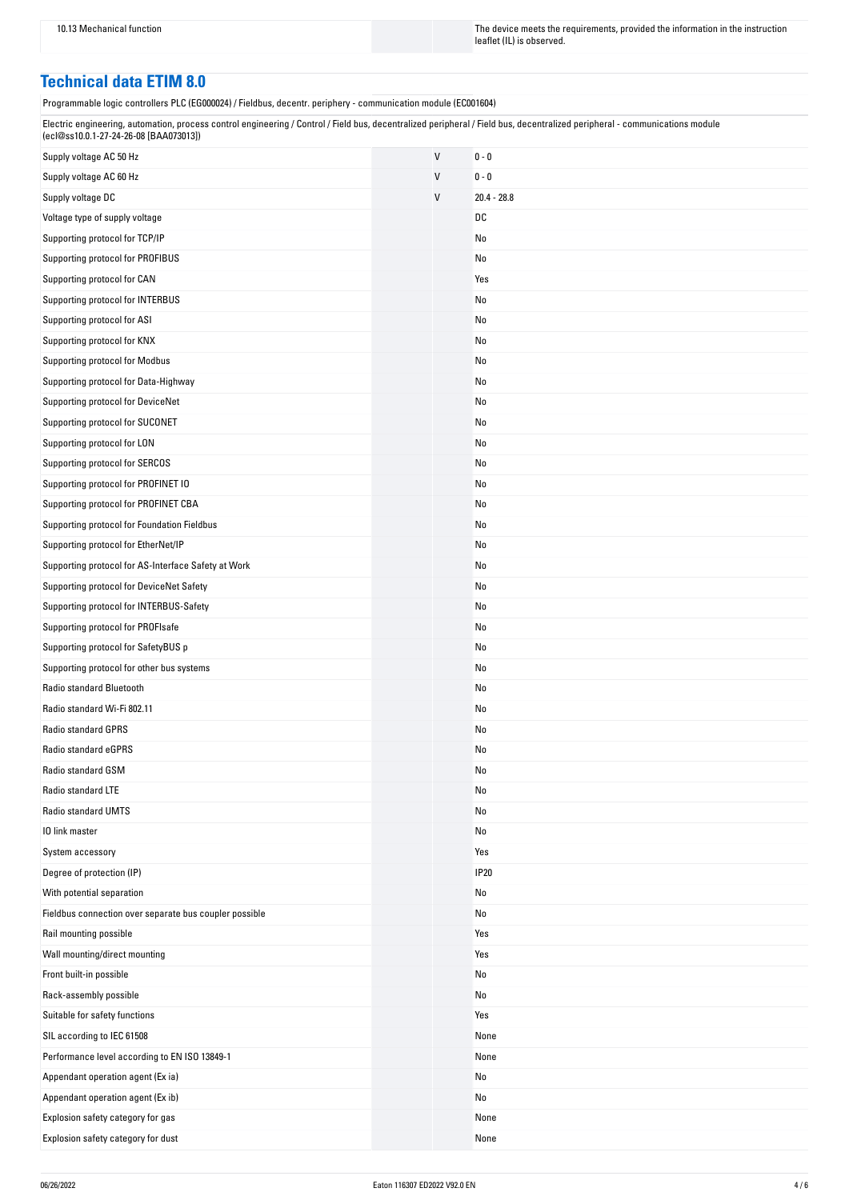| 10.13 Mechanical function | | The device meets the requirements, provided the information in the instruction leaflet (IL) is observed. |
|---|---|---|

## Technical data ETIM 8.0

Programmable logic controllers PLC (EG000024) / Fieldbus, decentr. periphery - communication module (EC001604)

Electric engineering, automation, process control engineering / Control / Field bus, decentralized peripheral / Field bus, decentralized peripheral - communications module (ecl@ss10.0.1-27-24-26-08 [BAA073013])

| | | |
|---|---|---|
| Supply voltage AC 50 Hz | V | 0 - 0 |
| Supply voltage AC 60 Hz | V | 0 - 0 |
| Supply voltage DC | V | 20.4 - 28.8 |
| Voltage type of supply voltage | | DC |
| Supporting protocol for TCP/IP | | No |
| Supporting protocol for PROFIBUS | | No |
| Supporting protocol for CAN | | Yes |
| Supporting protocol for INTERBUS | | No |
| Supporting protocol for ASI | | No |
| Supporting protocol for KNX | | No |
| Supporting protocol for Modbus | | No |
| Supporting protocol for Data-Highway | | No |
| Supporting protocol for DeviceNet | | No |
| Supporting protocol for SUCONET | | No |
| Supporting protocol for LON | | No |
| Supporting protocol for SERCOS | | No |
| Supporting protocol for PROFINET IO | | No |
| Supporting protocol for PROFINET CBA | | No |
| Supporting protocol for Foundation Fieldbus | | No |
| Supporting protocol for EtherNet/IP | | No |
| Supporting protocol for AS-Interface Safety at Work | | No |
| Supporting protocol for DeviceNet Safety | | No |
| Supporting protocol for INTERBUS-Safety | | No |
| Supporting protocol for PROFIsafe | | No |
| Supporting protocol for SafetyBUS p | | No |
| Supporting protocol for other bus systems | | No |
| Radio standard Bluetooth | | No |
| Radio standard Wi-Fi 802.11 | | No |
| Radio standard GPRS | | No |
| Radio standard eGPRS | | No |
| Radio standard GSM | | No |
| Radio standard LTE | | No |
| Radio standard UMTS | | No |
| IO link master | | No |
| System accessory | | Yes |
| Degree of protection (IP) | | IP20 |
| With potential separation | | No |
| Fieldbus connection over separate bus coupler possible | | No |
| Rail mounting possible | | Yes |
| Wall mounting/direct mounting | | Yes |
| Front built-in possible | | No |
| Rack-assembly possible | | No |
| Suitable for safety functions | | Yes |
| SIL according to IEC 61508 | | None |
| Performance level according to EN ISO 13849-1 | | None |
| Appendant operation agent (Ex ia) | | No |
| Appendant operation agent (Ex ib) | | No |
| Explosion safety category for gas | | None |
| Explosion safety category for dust | | None |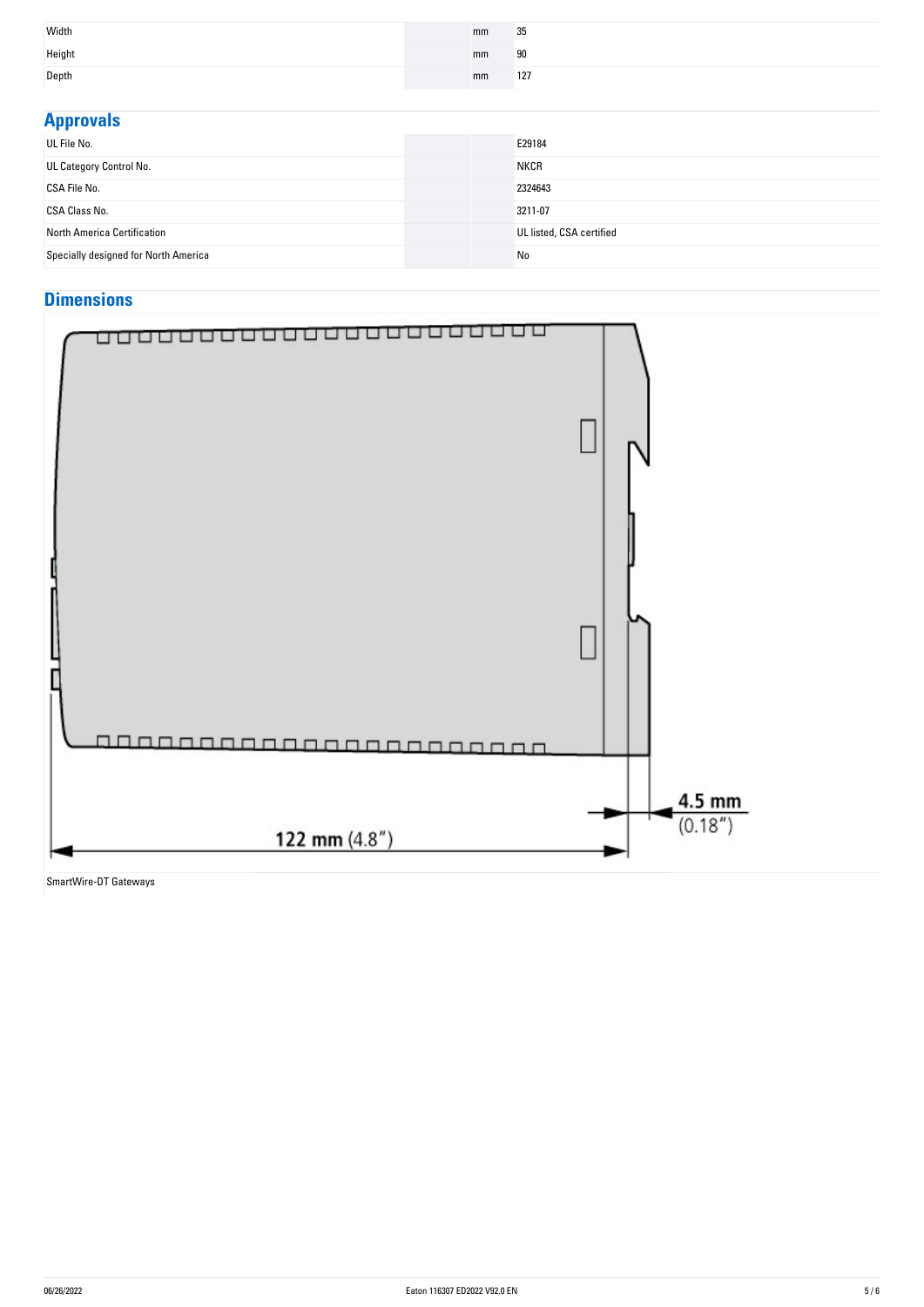| | | |
|---|---|---|
| Width | mm | 35 |
| Height | mm | 90 |
| Depth | mm | 127 |

## Approvals

| | | |
|---|---|---|
| UL File No. | | E29184 |
| UL Category Control No. | | NKCR |
| CSA File No. | | 2324643 |
| CSA Class No. | | 3211-07 |
| North America Certification | | UL listed, CSA certified |
| Specially designed for North America | | No |

## Dimensions

4.5 mm (0.18″)

122 mm (4.8″)

SmartWire-DT Gateways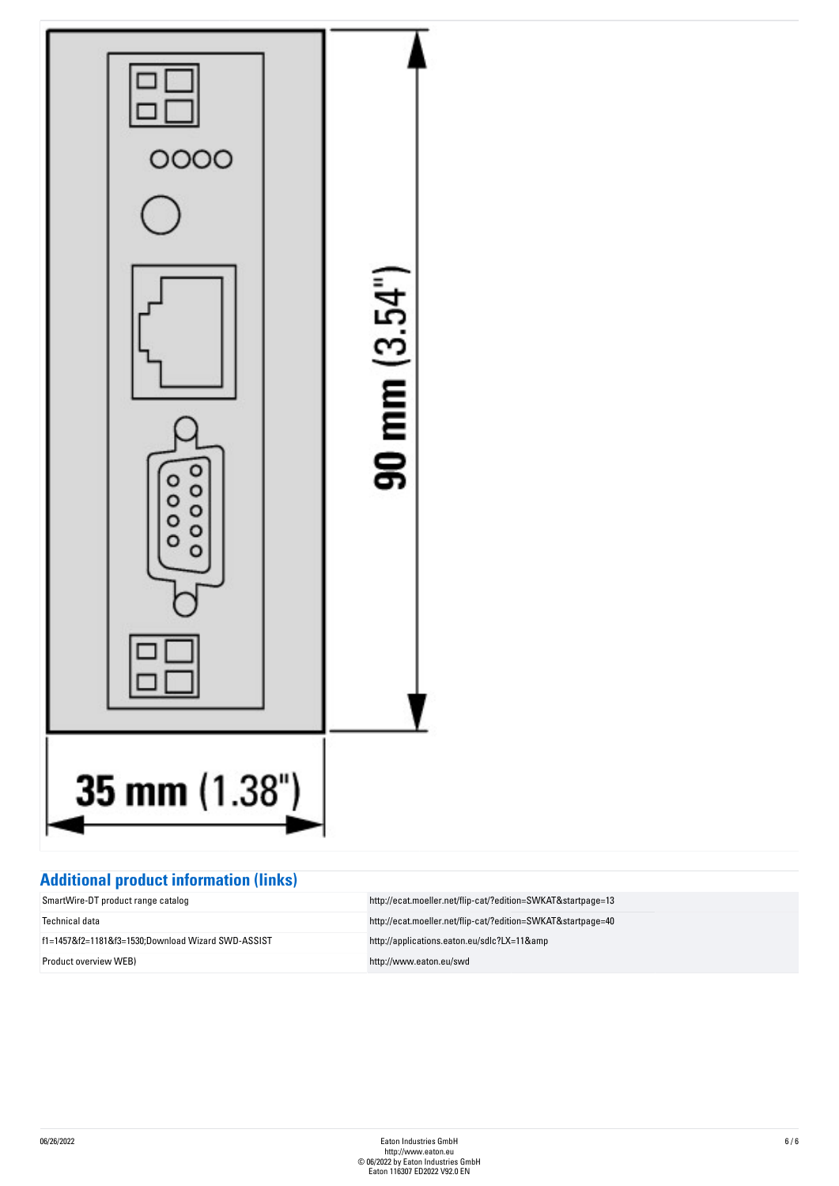90 mm (3.54")

35 mm (1.38")

## Additional product information (links)

| | |
|---|---|
| SmartWire-DT product range catalog | http://ecat.moeller.net/flip-cat/?edition=SWKAT&startpage=13 |
| Technical data | http://ecat.moeller.net/flip-cat/?edition=SWKAT&startpage=40 |
| f1=1457&f2=1181&f3=1530;Download Wizard SWD-ASSIST | http://applications.eaton.eu/sdlc?LX=11&amp |
| Product overview WEB) | http://www.eaton.eu/swd |